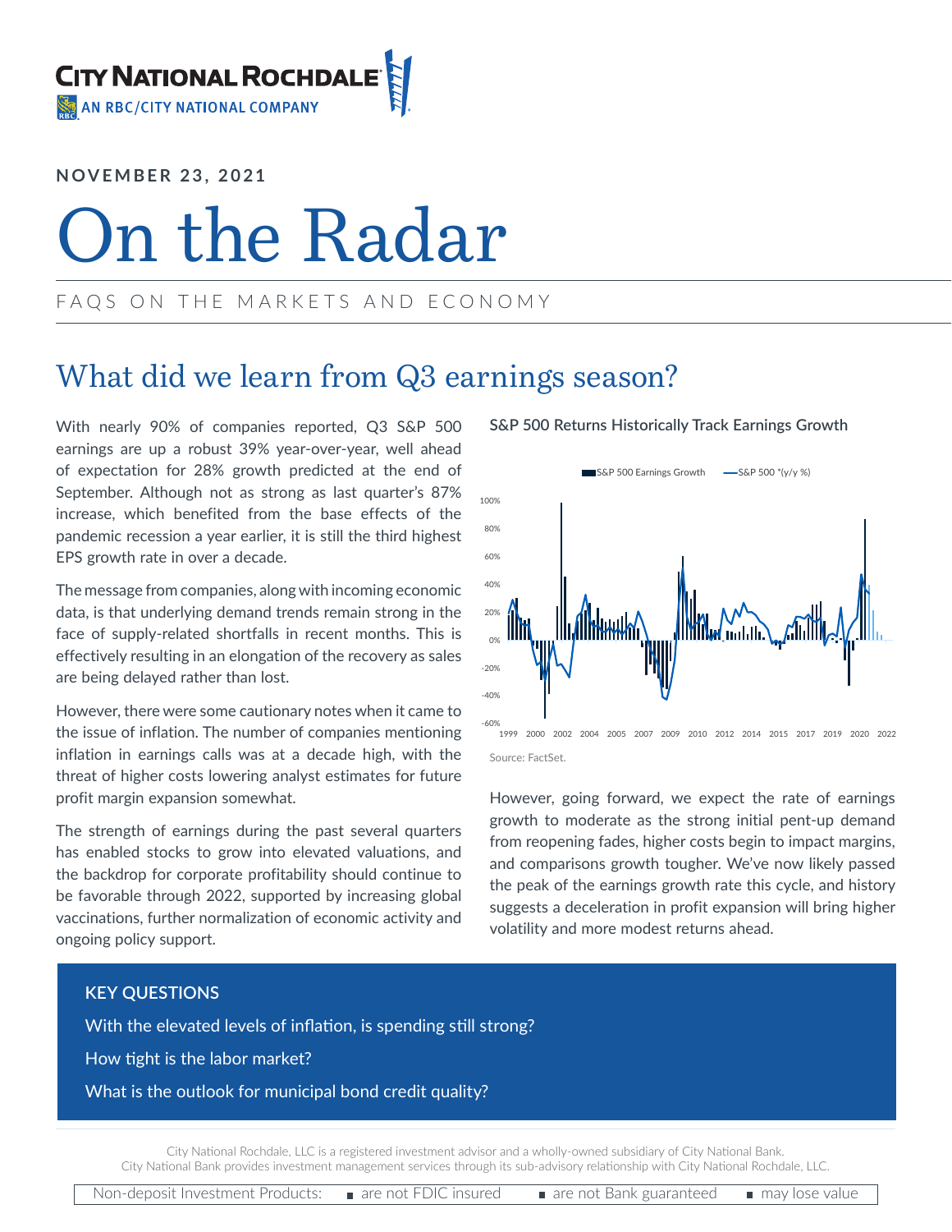CITY NATIONAL ROCHDALE
AN RBC/CITY NATIONAL COMPANY

**NOVEMBER 23, 2021**

# On the Radar

FAQS ON THE MARKETS AND ECONOMY

## What did we learn from Q3 earnings season?

With nearly 90% of companies reported, Q3 S&P 500 earnings are up a robust 39% year-over-year, well ahead of expectation for 28% growth predicted at the end of September. Although not as strong as last quarter's 87% increase, which benefited from the base effects of the pandemic recession a year earlier, it is still the third highest EPS growth rate in over a decade.

The message from companies, along with incoming economic data, is that underlying demand trends remain strong in the face of supply-related shortfalls in recent months. This is effectively resulting in an elongation of the recovery as sales are being delayed rather than lost.

However, there were some cautionary notes when it came to the issue of inflation. The number of companies mentioning inflation in earnings calls was at a decade high, with the threat of higher costs lowering analyst estimates for future profit margin expansion somewhat.

The strength of earnings during the past several quarters has enabled stocks to grow into elevated valuations, and the backdrop for corporate profitability should continue to be favorable through 2022, supported by increasing global vaccinations, further normalization of economic activity and ongoing policy support.

**S&P 500 Returns Historically Track Earnings Growth**

Source: FactSet.

However, going forward, we expect the rate of earnings growth to moderate as the strong initial pent-up demand from reopening fades, higher costs begin to impact margins, and comparisons growth tougher. We've now likely passed the peak of the earnings growth rate this cycle, and history suggests a deceleration in profit expansion will bring higher volatility and more modest returns ahead.

**KEY QUESTIONS**

With the elevated levels of inflation, is spending still strong?

How tight is the labor market?

What is the outlook for municipal bond credit quality?

City National Rochdale, LLC is a registered investment advisor and a wholly-owned subsidiary of City National Bank.
City National Bank provides investment management services through its sub-advisory relationship with City National Rochdale, LLC.

Non-deposit Investment Products: ■ are not FDIC insured ■ are not Bank guaranteed ■ may lose value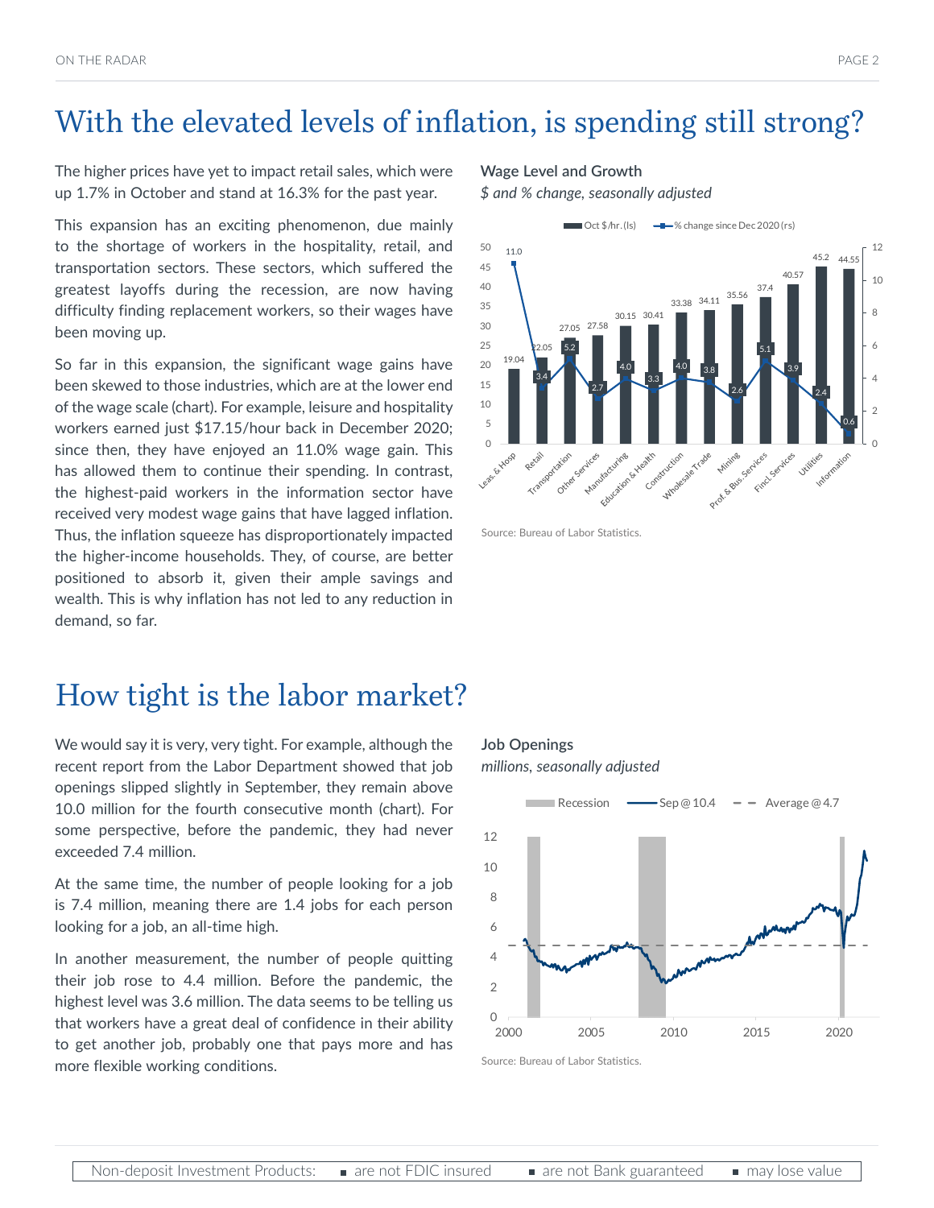# With the elevated levels of inflation, is spending still strong?

The higher prices have yet to impact retail sales, which were up 1.7% in October and stand at 16.3% for the past year.

This expansion has an exciting phenomenon, due mainly to the shortage of workers in the hospitality, retail, and transportation sectors. These sectors, which suffered the greatest layoffs during the recession, are now having difficulty finding replacement workers, so their wages have been moving up.

So far in this expansion, the significant wage gains have been skewed to those industries, which are at the lower end of the wage scale (chart). For example, leisure and hospitality workers earned just $17.15/hour back in December 2020; since then, they have enjoyed an 11.0% wage gain. This has allowed them to continue their spending. In contrast, the highest-paid workers in the information sector have received very modest wage gains that have lagged inflation. Thus, the inflation squeeze has disproportionately impacted the higher-income households. They, of course, are better positioned to absorb it, given their ample savings and wealth. This is why inflation has not led to any reduction in demand, so far.

**Wage Level and Growth**

*$ and % change, seasonally adjusted*

| Industry | Oct $/hr. (ls) | % change since Dec 2020 (rs) |
|---|---|---|
| Leas. & Hosp | 19.04 | 11.0 |
| Retail | 22.05 | 3.4 |
| Transportation | 27.05 | 5.2 |
| Other Services | 27.58 | 2.7 |
| Manufacturing | 30.15 | 4.0 |
| Education & Health | 30.41 | 3.3 |
| Construction | 33.38 | 4.0 |
| Wholesale Trade | 34.11 | 3.8 |
| Mining | 35.56 | 2.6 |
| Prof. & Bus. Services | 37.4 | 5.1 |
| Fincl Services | 40.57 | 3.9 |
| Utilities | 45.2 | 2.4 |
| Information | 44.55 | 0.6 |

Source: Bureau of Labor Statistics.

# How tight is the labor market?

We would say it is very, very tight. For example, although the recent report from the Labor Department showed that job openings slipped slightly in September, they remain above 10.0 million for the fourth consecutive month (chart). For some perspective, before the pandemic, they had never exceeded 7.4 million.

At the same time, the number of people looking for a job is 7.4 million, meaning there are 1.4 jobs for each person looking for a job, an all-time high.

In another measurement, the number of people quitting their job rose to 4.4 million. Before the pandemic, the highest level was 3.6 million. The data seems to be telling us that workers have a great deal of confidence in their ability to get another job, probably one that pays more and has more flexible working conditions.

**Job Openings**

*millions, seasonally adjusted*

Recession — Sep @ 10.4 — Average @ 4.7

Source: Bureau of Labor Statistics.

Non-deposit Investment Products: ▪ are not FDIC insured ▪ are not Bank guaranteed ▪ may lose value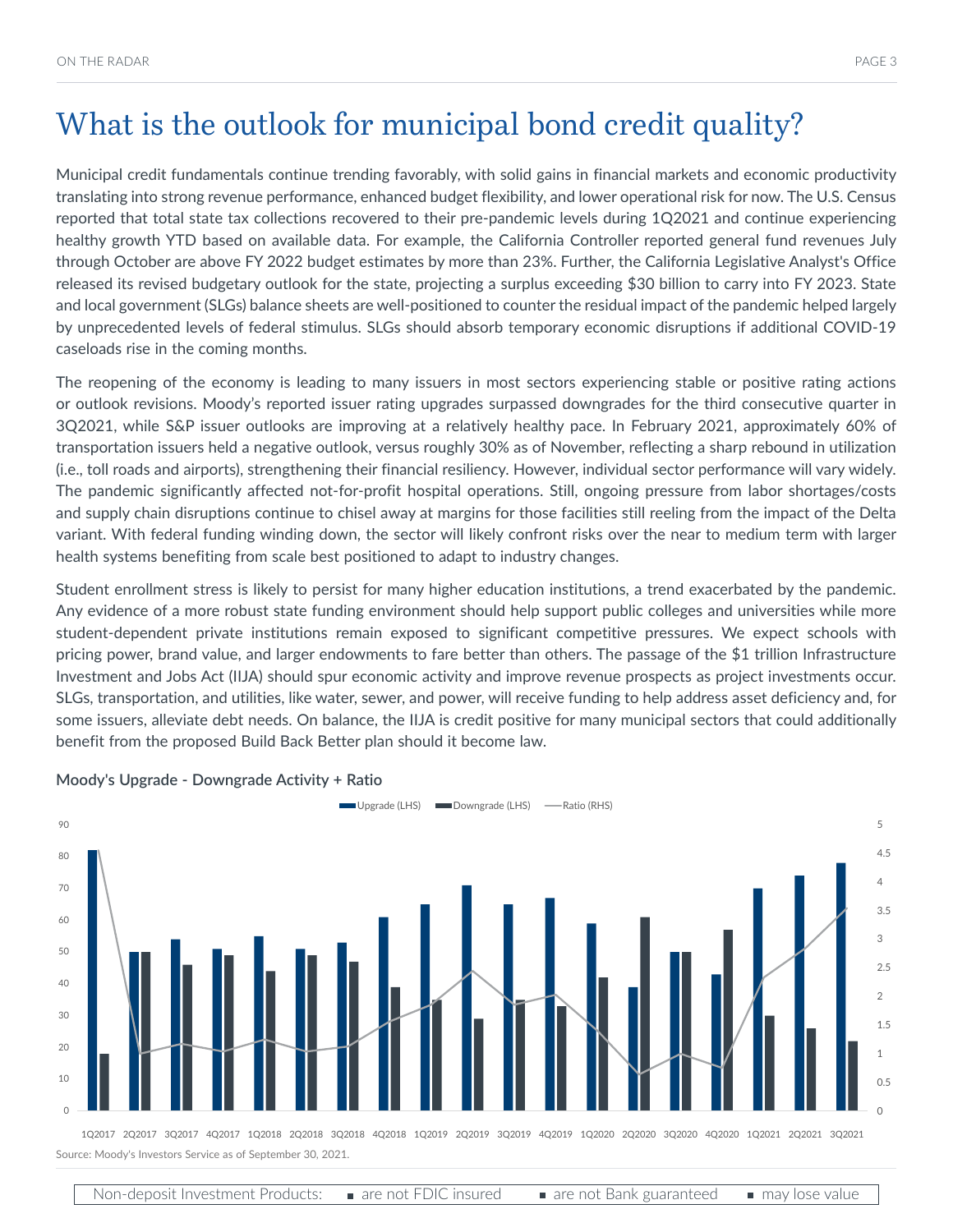# What is the outlook for municipal bond credit quality?

Municipal credit fundamentals continue trending favorably, with solid gains in financial markets and economic productivity translating into strong revenue performance, enhanced budget flexibility, and lower operational risk for now. The U.S. Census reported that total state tax collections recovered to their pre-pandemic levels during 1Q2021 and continue experiencing healthy growth YTD based on available data. For example, the California Controller reported general fund revenues July through October are above FY 2022 budget estimates by more than 23%. Further, the California Legislative Analyst's Office released its revised budgetary outlook for the state, projecting a surplus exceeding $30 billion to carry into FY 2023. State and local government (SLGs) balance sheets are well-positioned to counter the residual impact of the pandemic helped largely by unprecedented levels of federal stimulus. SLGs should absorb temporary economic disruptions if additional COVID-19 caseloads rise in the coming months.

The reopening of the economy is leading to many issuers in most sectors experiencing stable or positive rating actions or outlook revisions. Moody's reported issuer rating upgrades surpassed downgrades for the third consecutive quarter in 3Q2021, while S&P issuer outlooks are improving at a relatively healthy pace. In February 2021, approximately 60% of transportation issuers held a negative outlook, versus roughly 30% as of November, reflecting a sharp rebound in utilization (i.e., toll roads and airports), strengthening their financial resiliency. However, individual sector performance will vary widely. The pandemic significantly affected not-for-profit hospital operations. Still, ongoing pressure from labor shortages/costs and supply chain disruptions continue to chisel away at margins for those facilities still reeling from the impact of the Delta variant. With federal funding winding down, the sector will likely confront risks over the near to medium term with larger health systems benefiting from scale best positioned to adapt to industry changes.

Student enrollment stress is likely to persist for many higher education institutions, a trend exacerbated by the pandemic. Any evidence of a more robust state funding environment should help support public colleges and universities while more student-dependent private institutions remain exposed to significant competitive pressures. We expect schools with pricing power, brand value, and larger endowments to fare better than others. The passage of the $1 trillion Infrastructure Investment and Jobs Act (IIJA) should spur economic activity and improve revenue prospects as project investments occur. SLGs, transportation, and utilities, like water, sewer, and power, will receive funding to help address asset deficiency and, for some issuers, alleviate debt needs. On balance, the IIJA is credit positive for many municipal sectors that could additionally benefit from the proposed Build Back Better plan should it become law.

**Moody's Upgrade - Downgrade Activity + Ratio**

Source: Moody's Investors Service as of September 30, 2021.

Non-deposit Investment Products: ▪ are not FDIC insured ▪ are not Bank guaranteed ▪ may lose value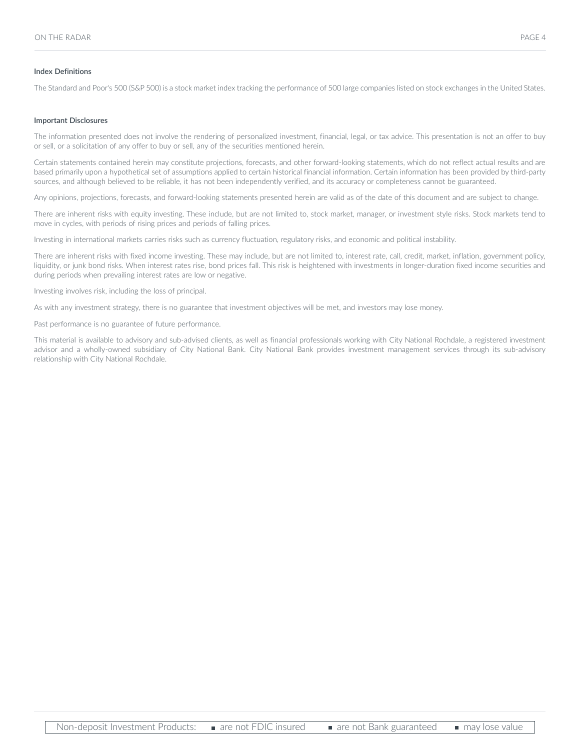### Index Definitions

The Standard and Poor's 500 (S&P 500) is a stock market index tracking the performance of 500 large companies listed on stock exchanges in the United States.

### Important Disclosures

The information presented does not involve the rendering of personalized investment, financial, legal, or tax advice. This presentation is not an offer to buy or sell, or a solicitation of any offer to buy or sell, any of the securities mentioned herein.

Certain statements contained herein may constitute projections, forecasts, and other forward-looking statements, which do not reflect actual results and are based primarily upon a hypothetical set of assumptions applied to certain historical financial information. Certain information has been provided by third-party sources, and although believed to be reliable, it has not been independently verified, and its accuracy or completeness cannot be guaranteed.

Any opinions, projections, forecasts, and forward-looking statements presented herein are valid as of the date of this document and are subject to change.

There are inherent risks with equity investing. These include, but are not limited to, stock market, manager, or investment style risks. Stock markets tend to move in cycles, with periods of rising prices and periods of falling prices.

Investing in international markets carries risks such as currency fluctuation, regulatory risks, and economic and political instability.

There are inherent risks with fixed income investing. These may include, but are not limited to, interest rate, call, credit, market, inflation, government policy, liquidity, or junk bond risks. When interest rates rise, bond prices fall. This risk is heightened with investments in longer-duration fixed income securities and during periods when prevailing interest rates are low or negative.

Investing involves risk, including the loss of principal.

As with any investment strategy, there is no guarantee that investment objectives will be met, and investors may lose money.

Past performance is no guarantee of future performance.

This material is available to advisory and sub-advised clients, as well as financial professionals working with City National Rochdale, a registered investment advisor and a wholly-owned subsidiary of City National Bank. City National Bank provides investment management services through its sub-advisory relationship with City National Rochdale.

Non-deposit Investment Products: ■ are not FDIC insured ■ are not Bank guaranteed ■ may lose value